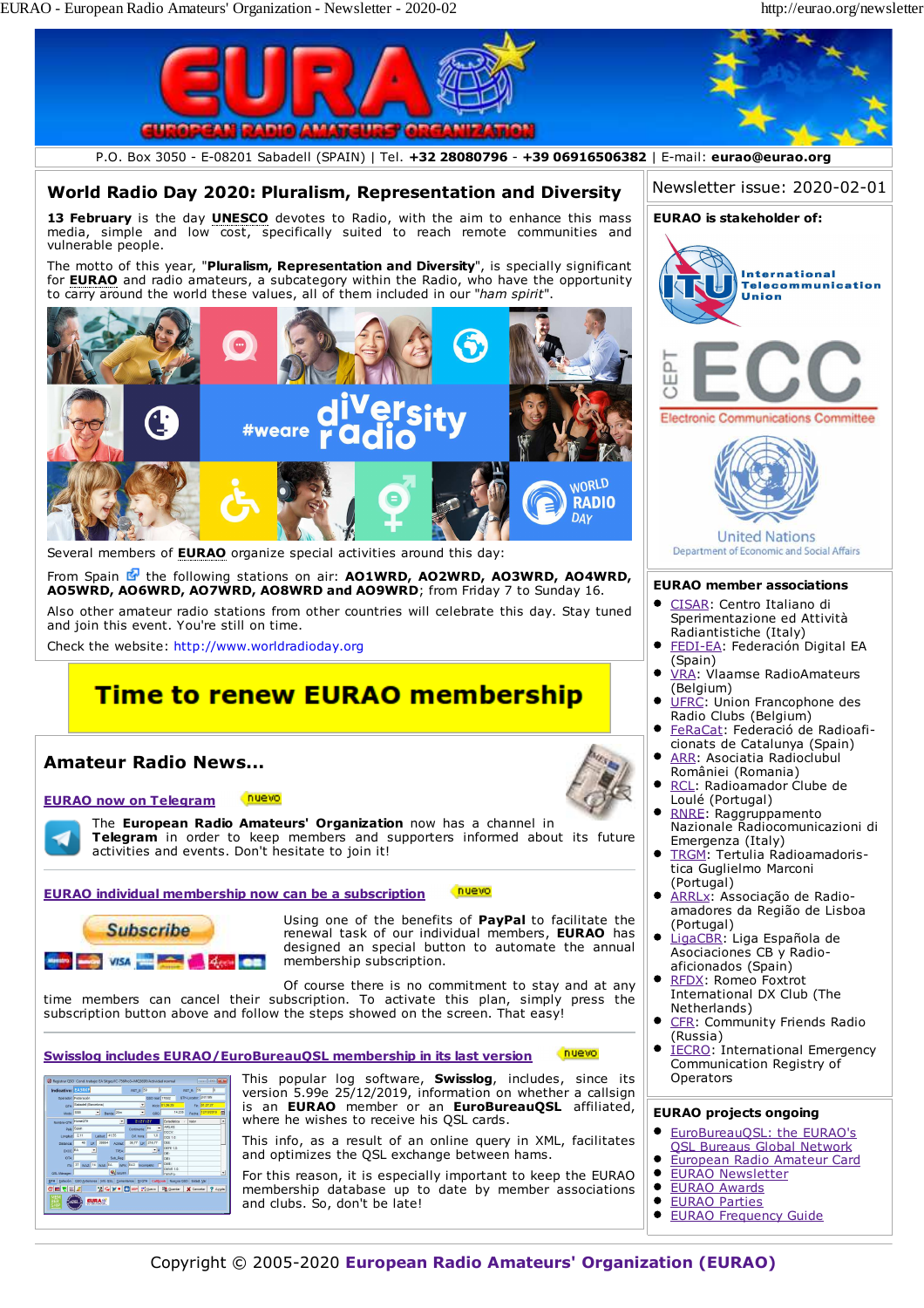P.O. Box 3050 - E-08201 Sabadell (SPAIN) | Tel. **+32 28080796** - **+39 06916506382** | E-mail: **eurao@eurao.org**

Newsletter issue: 2020-02-01

# World Radio Day 2020: Pluralism, Representation and Diversity

**13 February** is the day **UNESCO** devotes to Radio, with the aim to enhance this mass media, simple and low cost, specifically suited to reach remote communities and vulnerable people.

The motto of this year, "**Pluralism, Representation and Diversity**", is specially significant for **EURAO** and radio amateurs, a subcategory within the Radio, who have the opportunity to carry around the world these values, all of them included in our "*ham spirit*".

Several members of **EURAO** organize special activities around this day:

From Spain the following stations on air: **AO1WRD, AO2WRD, AO3WRD, AO4WRD, AO5WRD, AO6WRD, AO7WRD, AO8WRD and AO9WRD**; from Friday 7 to Sunday 16.

Also other amateur radio stations from other countries will celebrate this day. Stay tuned and join this event. You're still on time.

Check the website: http://www.worldradioday.org

## Time to renew EURAO membership

## Amateur Radio News...

### EURAO now on Telegram (nuevo)

The **European Radio Amateurs' Organization** now has a channel in **Telegram** in order to keep members and supporters informed about its future activities and events. Don't hesitate to join it!

### EURAO individual membership now can be a subscription (nuevo)

Using one of the benefits of **PayPal** to facilitate the renewal task of our individual members, **EURAO** has designed an special button to automate the annual membership subscription.

Of course there is no commitment to stay and at any time members can cancel their subscription. To activate this plan, simply press the subscription button above and follow the steps showed on the screen. That easy!

### Swisslog includes EURAO/EuroBureauQSL membership in its last version (nuevo)

This popular log software, **Swisslog**, includes, since its version 5.99e 25/12/2019, information on whether a callsign is an **EURAO** member or an **EuroBureauQSL** affiliated, where he wishes to receive his QSL cards.

This info, as a result of an online query in XML, facilitates and optimizes the QSL exchange between hams.

For this reason, it is especially important to keep the EURAO membership database up to date by member associations and clubs. So, don't be late!

### EURAO is stakeholder of:

- International Telecommunication Union (ITU)
- CEPT ECC - Electronic Communications Committee
- United Nations Department of Economic and Social Affairs

### EURAO member associations

- CISAR: Centro Italiano di Sperimentazione ed Attività Radiantistiche (Italy)
- FEDI-EA: Federación Digital EA (Spain)
- VRA: Vlaamse RadioAmateurs (Belgium)
- UFRC: Union Francophone des Radio Clubs (Belgium)
- FeRaCat: Federació de Radioaficionats de Catalunya (Spain)
- ARR: Asociatia Radioclubul României (Romania)
- RCL: Radioamador Clube de Loulé (Portugal)
- RNRE: Raggruppamento Nazionale Radiocomunicazioni di Emergenza (Italy)
- TRGM: Tertulia Radioamadorística Guglielmo Marconi (Portugal)
- ARRLx: Associação de Radioamadores da Região de Lisboa (Portugal)
- LigaCBR: Liga Española de Asociaciones CB y Radioaficionados (Spain)
- RFDX: Romeo Foxtrot International DX Club (The Netherlands)
- CFR: Community Friends Radio (Russia)
- IECRO: International Emergency Communication Registry of Operators

### EURAO projects ongoing

- EuroBureauQSL: the EURAO's QSL Bureaus Global Network
- European Radio Amateur Card
- EURAO Newsletter
- EURAO Awards
- EURAO Parties
- EURAO Frequency Guide

Copyright © 2005-2020 **European Radio Amateurs' Organization (EURAO)**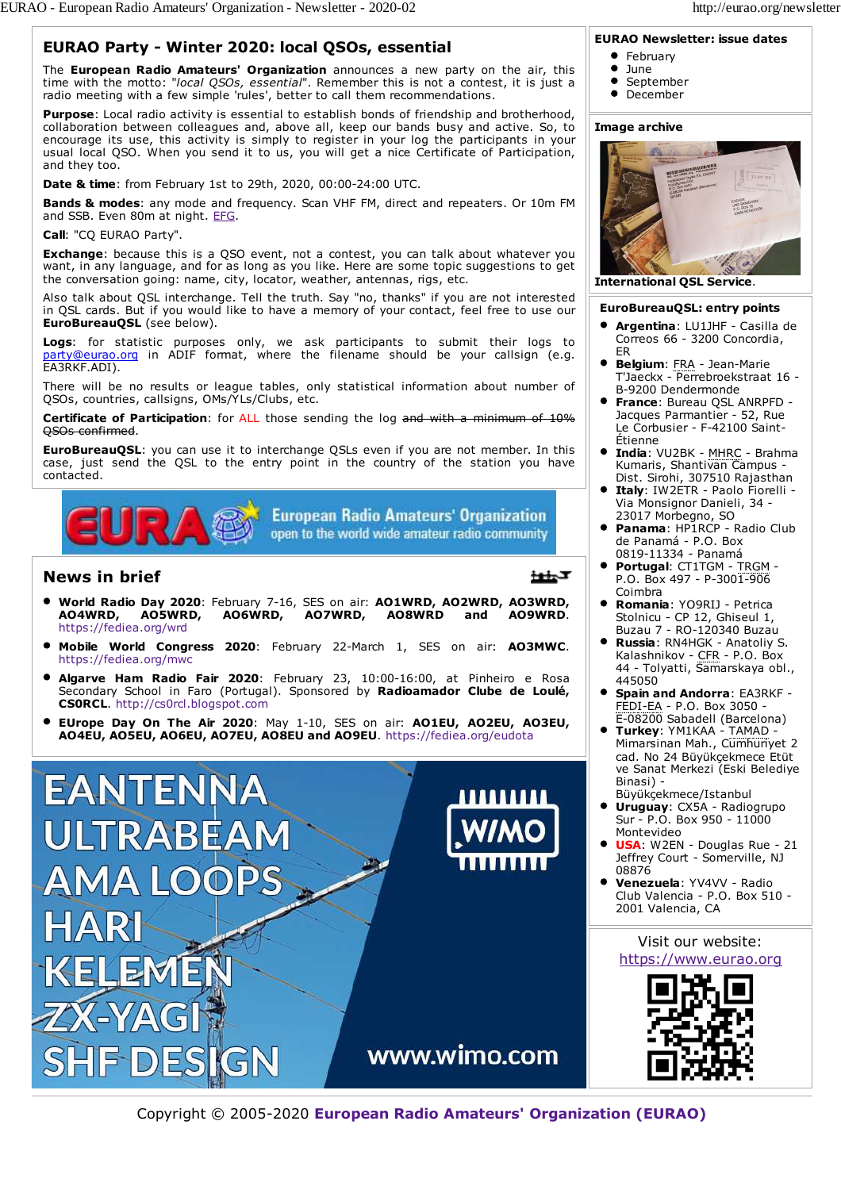## EURAO Party - Winter 2020: local QSOs, essential

The **European Radio Amateurs' Organization** announces a new party on the air, this time with the motto: "*local QSOs, essential*". Remember this is not a contest, it is just a radio meeting with a few simple 'rules', better to call them recommendations.

**Purpose**: Local radio activity is essential to establish bonds of friendship and brotherhood, collaboration between colleagues and, above all, keep our bands busy and active. So, to encourage its use, this activity is simply to register in your log the participants in your usual local QSO. When you send it to us, you will get a nice Certificate of Participation, and they too.

**Date & time**: from February 1st to 29th, 2020, 00:00-24:00 UTC.

**Bands & modes**: any mode and frequency. Scan VHF FM, direct and repeaters. Or 10m FM and SSB. Even 80m at night. EFG.

**Call**: "CQ EURAO Party".

**Exchange**: because this is a QSO event, not a contest, you can talk about whatever you want, in any language, and for as long as you like. Here are some topic suggestions to get the conversation going: name, city, locator, weather, antennas, rigs, etc.

Also talk about QSL interchange. Tell the truth. Say "no, thanks" if you are not interested in QSL cards. But if you would like to have a memory of your contact, feel free to use our **EuroBureauQSL** (see below).

**Logs**: for statistic purposes only, we ask participants to submit their logs to party@eurao.org in ADIF format, where the filename should be your callsign (e.g. EA3RKF.ADI).

There will be no results or league tables, only statistical information about number of QSOs, countries, callsigns, OMs/YLs/Clubs, etc.

**Certificate of Participation**: for ALL those sending the log ~~and with a minimum of 10% QSOs confirmed~~.

**EuroBureauQSL**: you can use it to interchange QSLs even if you are not member. In this case, just send the QSL to the entry point in the country of the station you have contacted.

EURAO European Radio Amateurs' Organization
open to the world wide amateur radio community

## News in brief

- **World Radio Day 2020**: February 7-16, SES on air: **AO1WRD, AO2WRD, AO3WRD, AO4WRD, AO5WRD, AO6WRD, AO7WRD, AO8WRD and AO9WRD**. https://fediea.org/wrd
- **Mobile World Congress 2020**: February 22-March 1, SES on air: **AO3MWC**. https://fediea.org/mwc
- **Algarve Ham Radio Fair 2020**: February 23, 10:00-16:00, at Pinheiro e Rosa Secondary School in Faro (Portugal). Sponsored by **Radioamador Clube de Loulé, CS0RCL**. http://cs0rcl.blogspot.com
- **EUrope Day On The Air 2020**: May 1-10, SES on air: **AO1EU, AO2EU, AO3EU, AO4EU, AO5EU, AO6EU, AO7EU, AO8EU and AO9EU**. https://fediea.org/eudota

EANTENNA
ULTRABEAM
AMA LOOPS
HARI
KELEMEN
ZX-YAGI
SHF DESIGN
WIMO
www.wimo.com

### EURAO Newsletter: issue dates

- February
- June
- September
- December

### Image archive

International QSL Service.

### EuroBureauQSL: entry points

- **Argentina**: LU1JHF - Casilla de Correos 66 - 3200 Concordia, ER
- **Belgium**: FRA - Jean-Marie T'Jaeckx - Perrebroekstraat 16 - B-9200 Dendermonde
- **France**: Bureau QSL ANRPFD - Jacques Parmantier - 52, Rue Le Corbusier - F-42100 Saint-Étienne
- **India**: VU2BK - MHRC - Brahma Kumaris, Shantivan Campus - Dist. Sirohi, 307510 Rajasthan
- **Italy**: IW2ETR - Paolo Fiorelli - Via Monsignor Danieli, 34 - 23017 Morbegno, SO
- **Panama**: HP1RCP - Radio Club de Panamá - P.O. Box 0819-11334 - Panamá
- **Portugal**: CT1TGM - TRGM - P.O. Box 497 - P-3001-906 Coimbra
- **Romania**: YO9RIJ - Petrica Stolnicu - CP 12, Ghiseul 1, Buzau 7 - RO-120340 Buzau
- **Russia**: RN4HGK - Anatoliy S. Kalashnikov - CFR - P.O. Box 44 - Tolyatti, Samarskaya obl., 445050
- **Spain and Andorra**: EA3RKF - FEDI-EA - P.O. Box 3050 - E-08200 Sabadell (Barcelona)
- **Turkey**: YM1KAA - TAMAD - Mimarsinan Mah., Cümhuriyet 2 cad. No 24 Büyükçekmece Etüt ve Sanat Merkezi (Eski Belediye Binasi) - Büyükçekmece/Istanbul
- **Uruguay**: CX5A - Radiogrupo Sur - P.O. Box 950 - 11000 Montevideo
- **USA**: W2EN - Douglas Rue - 21 Jeffrey Court - Somerville, NJ 08876
- **Venezuela**: YV4VV - Radio Club Valencia - P.O. Box 510 - 2001 Valencia, CA

Visit our website:
https://www.eurao.org

Copyright © 2005-2020 **European Radio Amateurs' Organization (EURAO)**